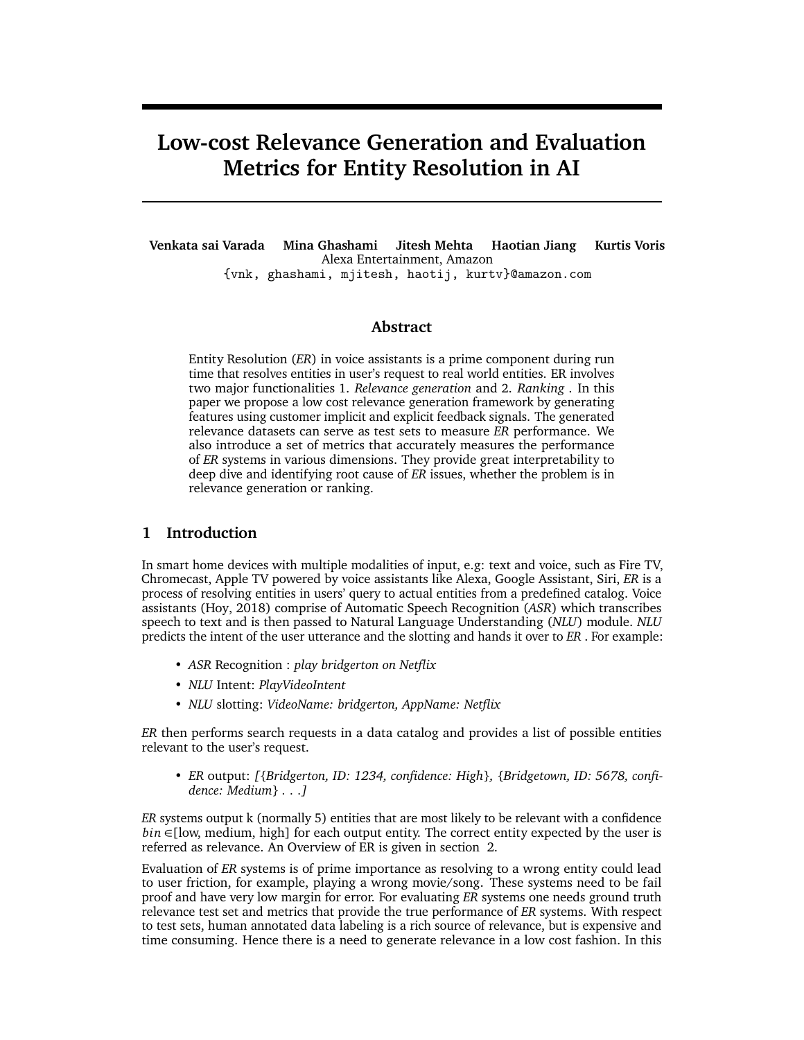# Low-cost Relevance Generation and Evaluation Metrics for Entity Resolution in AI

**Venkata sai Varada Mina Ghashami Jitesh Mehta Haotian Jiang Kurtis Voris**
Alexa Entertainment, Amazon
{vnk, ghashami, mjitesh, haotij, kurtv}@amazon.com

## Abstract

Entity Resolution (*ER*) in voice assistants is a prime component during run time that resolves entities in user's request to real world entities. ER involves two major functionalities 1. *Relevance generation* and 2. *Ranking* . In this paper we propose a low cost relevance generation framework by generating features using customer implicit and explicit feedback signals. The generated relevance datasets can serve as test sets to measure *ER* performance. We also introduce a set of metrics that accurately measures the performance of *ER* systems in various dimensions. They provide great interpretability to deep dive and identifying root cause of *ER* issues, whether the problem is in relevance generation or ranking.

## 1 Introduction

In smart home devices with multiple modalities of input, e.g: text and voice, such as Fire TV, Chromecast, Apple TV powered by voice assistants like Alexa, Google Assistant, Siri, *ER* is a process of resolving entities in users' query to actual entities from a predefined catalog. Voice assistants (Hoy, 2018) comprise of Automatic Speech Recognition (*ASR*) which transcribes speech to text and is then passed to Natural Language Understanding (*NLU*) module. *NLU* predicts the intent of the user utterance and the slotting and hands it over to *ER* . For example:

- *ASR* Recognition : *play bridgerton on Netflix*
- *NLU* Intent: *PlayVideoIntent*
- *NLU* slotting: *VideoName: bridgerton, AppName: Netflix*

*ER* then performs search requests in a data catalog and provides a list of possible entities relevant to the user's request.

- *ER* output: *[{Bridgerton, ID: 1234, confidence: High}, {Bridgetown, ID: 5678, confidence: Medium} . . .]*

*ER* systems output k (normally 5) entities that are most likely to be relevant with a confidence $bin \in$[low, medium, high] for each output entity. The correct entity expected by the user is referred as relevance. An Overview of ER is given in section 2.

Evaluation of *ER* systems is of prime importance as resolving to a wrong entity could lead to user friction, for example, playing a wrong movie/song. These systems need to be fail proof and have very low margin for error. For evaluating *ER* systems one needs ground truth relevance test set and metrics that provide the true performance of *ER* systems. With respect to test sets, human annotated data labeling is a rich source of relevance, but is expensive and time consuming. Hence there is a need to generate relevance in a low cost fashion. In this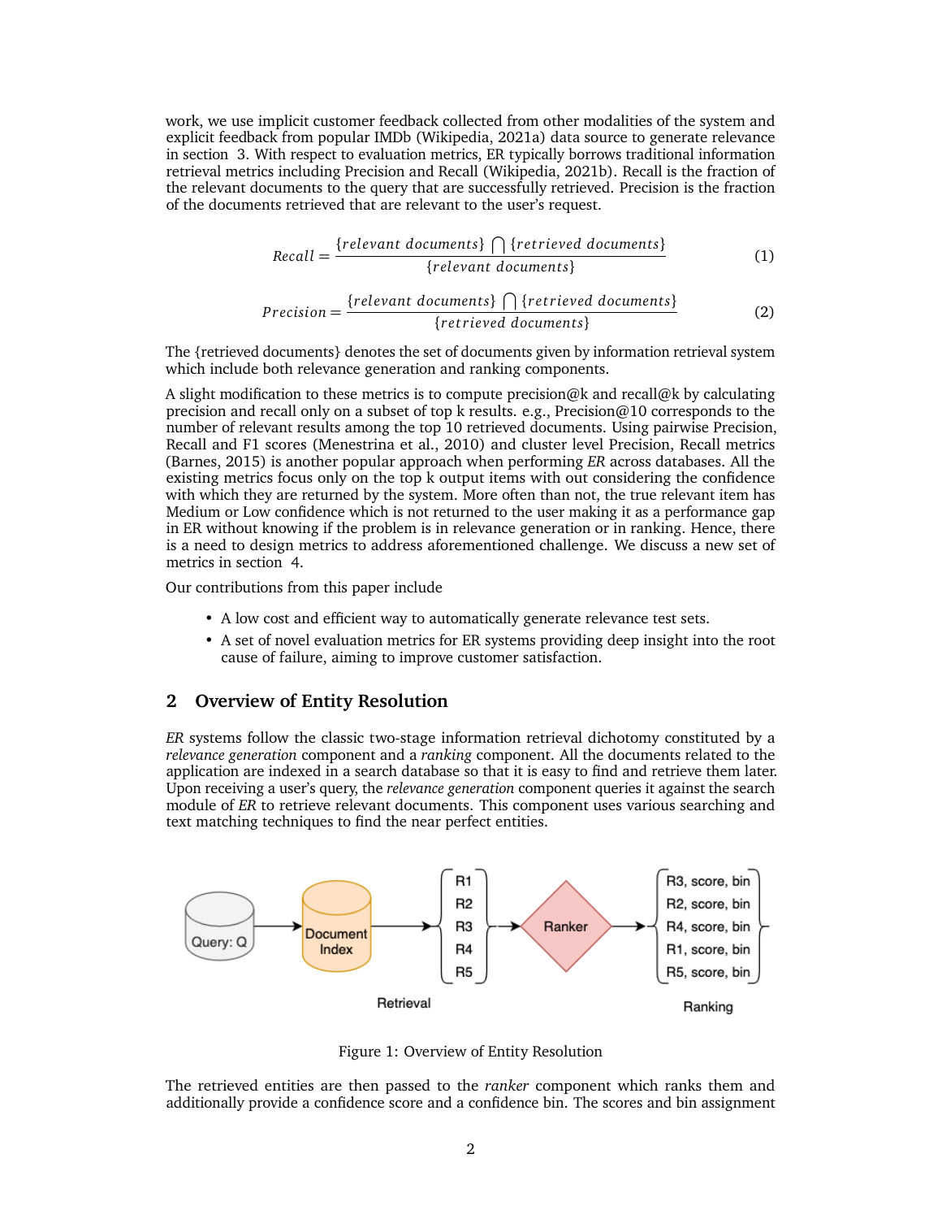work, we use implicit customer feedback collected from other modalities of the system and explicit feedback from popular IMDb (Wikipedia, 2021a) data source to generate relevance in section 3. With respect to evaluation metrics, ER typically borrows traditional information retrieval metrics including Precision and Recall (Wikipedia, 2021b). Recall is the fraction of the relevant documents to the query that are successfully retrieved. Precision is the fraction of the documents retrieved that are relevant to the user's request.

$$Recall = \frac{\{relevant\ documents\} \bigcap \{retrieved\ documents\}}{\{relevant\ documents\}} \tag{1}$$

$$Precision = \frac{\{relevant\ documents\} \bigcap \{retrieved\ documents\}}{\{retrieved\ documents\}} \tag{2}$$

The {retrieved documents} denotes the set of documents given by information retrieval system which include both relevance generation and ranking components.

A slight modification to these metrics is to compute precision@k and recall@k by calculating precision and recall only on a subset of top k results. e.g., Precision@10 corresponds to the number of relevant results among the top 10 retrieved documents. Using pairwise Precision, Recall and F1 scores (Menestrina et al., 2010) and cluster level Precision, Recall metrics (Barnes, 2015) is another popular approach when performing *ER* across databases. All the existing metrics focus only on the top k output items with out considering the confidence with which they are returned by the system. More often than not, the true relevant item has Medium or Low confidence which is not returned to the user making it as a performance gap in ER without knowing if the problem is in relevance generation or in ranking. Hence, there is a need to design metrics to address aforementioned challenge. We discuss a new set of metrics in section 4.

Our contributions from this paper include

- A low cost and efficient way to automatically generate relevance test sets.
- A set of novel evaluation metrics for ER systems providing deep insight into the root cause of failure, aiming to improve customer satisfaction.

## 2 Overview of Entity Resolution

*ER* systems follow the classic two-stage information retrieval dichotomy constituted by a *relevance generation* component and a *ranking* component. All the documents related to the application are indexed in a search database so that it is easy to find and retrieve them later. Upon receiving a user's query, the *relevance generation* component queries it against the search module of *ER* to retrieve relevant documents. This component uses various searching and text matching techniques to find the near perfect entities.

Figure 1: Overview of Entity Resolution

The retrieved entities are then passed to the *ranker* component which ranks them and additionally provide a confidence score and a confidence bin. The scores and bin assignment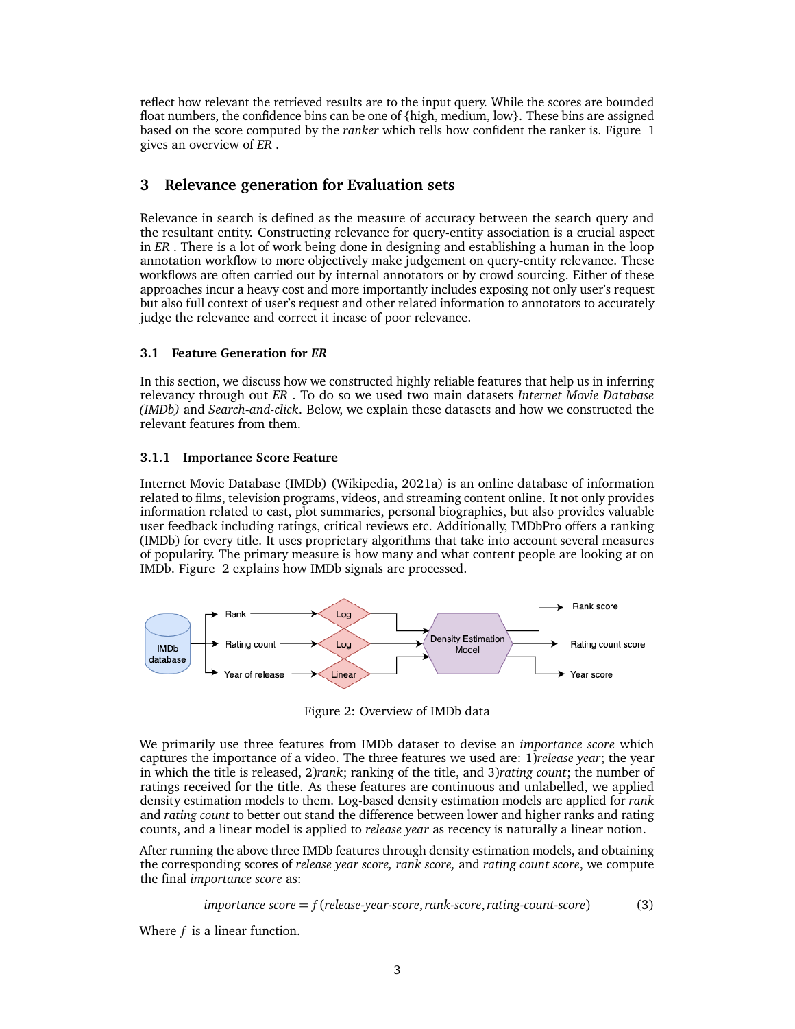reflect how relevant the retrieved results are to the input query. While the scores are bounded float numbers, the confidence bins can be one of {high, medium, low}. These bins are assigned based on the score computed by the *ranker* which tells how confident the ranker is. Figure 1 gives an overview of *ER* .

## 3 Relevance generation for Evaluation sets

Relevance in search is defined as the measure of accuracy between the search query and the resultant entity. Constructing relevance for query-entity association is a crucial aspect in *ER* . There is a lot of work being done in designing and establishing a human in the loop annotation workflow to more objectively make judgement on query-entity relevance. These workflows are often carried out by internal annotators or by crowd sourcing. Either of these approaches incur a heavy cost and more importantly includes exposing not only user's request but also full context of user's request and other related information to annotators to accurately judge the relevance and correct it incase of poor relevance.

### 3.1 Feature Generation for *ER*

In this section, we discuss how we constructed highly reliable features that help us in inferring relevancy through out *ER* . To do so we used two main datasets *Internet Movie Database (IMDb)* and *Search-and-click*. Below, we explain these datasets and how we constructed the relevant features from them.

#### 3.1.1 Importance Score Feature

Internet Movie Database (IMDb) (Wikipedia, 2021a) is an online database of information related to films, television programs, videos, and streaming content online. It not only provides information related to cast, plot summaries, personal biographies, but also provides valuable user feedback including ratings, critical reviews etc. Additionally, IMDbPro offers a ranking (IMDb) for every title. It uses proprietary algorithms that take into account several measures of popularity. The primary measure is how many and what content people are looking at on IMDb. Figure 2 explains how IMDb signals are processed.

Figure 2: Overview of IMDb data

We primarily use three features from IMDb dataset to devise an *importance score* which captures the importance of a video. The three features we used are: 1)*release year*; the year in which the title is released, 2)*rank*; ranking of the title, and 3)*rating count*; the number of ratings received for the title. As these features are continuous and unlabelled, we applied density estimation models to them. Log-based density estimation models are applied for *rank* and *rating count* to better out stand the difference between lower and higher ranks and rating counts, and a linear model is applied to *release year* as recency is naturally a linear notion.

After running the above three IMDb features through density estimation models, and obtaining the corresponding scores of *release year score, rank score,* and *rating count score*, we compute the final *importance score* as:

$$\textit{importance score} = f(\textit{release-year-score}, \textit{rank-score}, \textit{rating-count-score}) \tag{3}$$

Where $f$ is a linear function.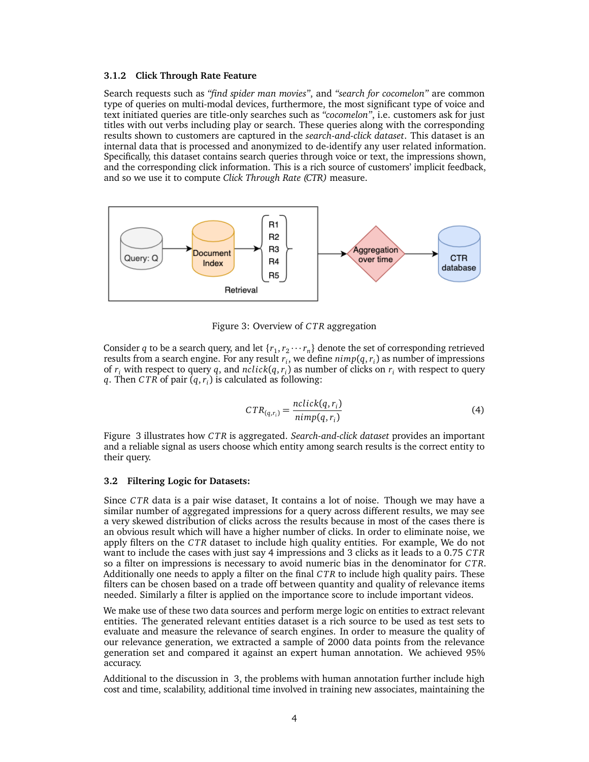### 3.1.2 Click Through Rate Feature

Search requests such as *"find spider man movies"*, and *"search for cocomelon"* are common type of queries on multi-modal devices, furthermore, the most significant type of voice and text initiated queries are title-only searches such as *"cocomelon"*, i.e. customers ask for just titles with out verbs including play or search. These queries along with the corresponding results shown to customers are captured in the *search-and-click dataset*. This dataset is an internal data that is processed and anonymized to de-identify any user related information. Specifically, this dataset contains search queries through voice or text, the impressions shown, and the corresponding click information. This is a rich source of customers' implicit feedback, and so we use it to compute *Click Through Rate (CTR)* measure.

Figure 3: Overview of $CTR$ aggregation

Consider $q$ to be a search query, and let $\{r_1, r_2 \cdots r_n\}$ denote the set of corresponding retrieved results from a search engine. For any result $r_i$, we define $nimp(q, r_i)$ as number of impressions of $r_i$ with respect to query $q$, and $nclick(q, r_i)$ as number of clicks on $r_i$ with respect to query $q$. Then $CTR$ of pair $(q, r_i)$ is calculated as following:

$$CTR_{(q,r_i)} = \frac{nclick(q, r_i)}{nimp(q, r_i)} \tag{4}$$

Figure 3 illustrates how $CTR$ is aggregated. *Search-and-click dataset* provides an important and a reliable signal as users choose which entity among search results is the correct entity to their query.

## 3.2 Filtering Logic for Datasets:

Since $CTR$ data is a pair wise dataset, It contains a lot of noise. Though we may have a similar number of aggregated impressions for a query across different results, we may see a very skewed distribution of clicks across the results because in most of the cases there is an obvious result which will have a higher number of clicks. In order to eliminate noise, we apply filters on the $CTR$ dataset to include high quality entities. For example, We do not want to include the cases with just say 4 impressions and 3 clicks as it leads to a 0.75 $CTR$ so a filter on impressions is necessary to avoid numeric bias in the denominator for $CTR$. Additionally one needs to apply a filter on the final $CTR$ to include high quality pairs. These filters can be chosen based on a trade off between quantity and quality of relevance items needed. Similarly a filter is applied on the importance score to include important videos.

We make use of these two data sources and perform merge logic on entities to extract relevant entities. The generated relevant entities dataset is a rich source to be used as test sets to evaluate and measure the relevance of search engines. In order to measure the quality of our relevance generation, we extracted a sample of 2000 data points from the relevance generation set and compared it against an expert human annotation. We achieved 95% accuracy.

Additional to the discussion in 3, the problems with human annotation further include high cost and time, scalability, additional time involved in training new associates, maintaining the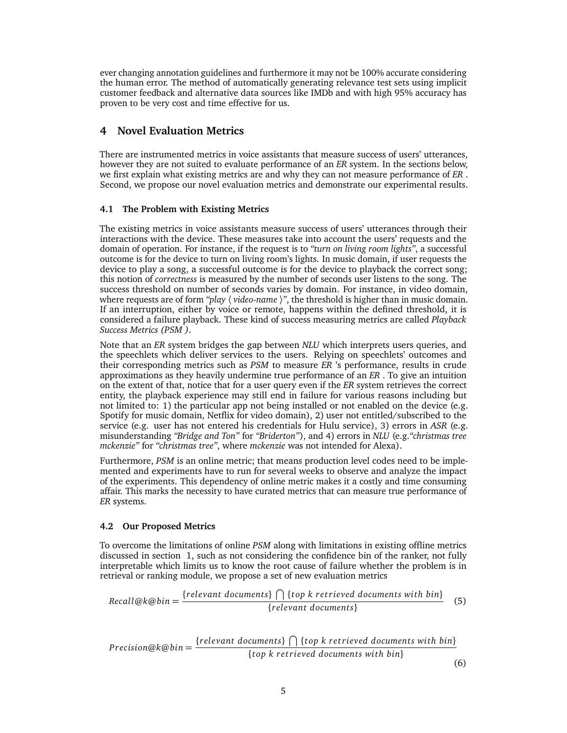ever changing annotation guidelines and furthermore it may not be 100% accurate considering the human error. The method of automatically generating relevance test sets using implicit customer feedback and alternative data sources like IMDb and with high 95% accuracy has proven to be very cost and time effective for us.

## 4 Novel Evaluation Metrics

There are instrumented metrics in voice assistants that measure success of users' utterances, however they are not suited to evaluate performance of an *ER* system. In the sections below, we first explain what existing metrics are and why they can not measure performance of *ER* . Second, we propose our novel evaluation metrics and demonstrate our experimental results.

### 4.1 The Problem with Existing Metrics

The existing metrics in voice assistants measure success of users' utterances through their interactions with the device. These measures take into account the users' requests and the domain of operation. For instance, if the request is to *"turn on living room lights"*, a successful outcome is for the device to turn on living room's lights. In music domain, if user requests the device to play a song, a successful outcome is for the device to playback the correct song; this notion of *correctness* is measured by the number of seconds user listens to the song. The success threshold on number of seconds varies by domain. For instance, in video domain, where requests are of form *"play ⟨ video-name ⟩"*, the threshold is higher than in music domain. If an interruption, either by voice or remote, happens within the defined threshold, it is considered a failure playback. These kind of success measuring metrics are called *Playback Success Metrics (PSM )*.

Note that an *ER* system bridges the gap between *NLU* which interprets users queries, and the speechlets which deliver services to the users. Relying on speechlets' outcomes and their corresponding metrics such as *PSM* to measure *ER* 's performance, results in crude approximations as they heavily undermine true performance of an *ER* . To give an intuition on the extent of that, notice that for a user query even if the *ER* system retrieves the correct entity, the playback experience may still end in failure for various reasons including but not limited to: 1) the particular app not being installed or not enabled on the device (e.g. Spotify for music domain, Netflix for video domain), 2) user not entitled/subscribed to the service (e.g. user has not entered his credentials for Hulu service), 3) errors in *ASR* (e.g. misunderstanding *"Bridge and Ton"* for *"Briderton"*), and 4) errors in *NLU* (e.g.*"christmas tree mckenzie"* for *"christmas tree"*, where *mckenzie* was not intended for Alexa).

Furthermore, *PSM* is an online metric; that means production level codes need to be implemented and experiments have to run for several weeks to observe and analyze the impact of the experiments. This dependency of online metric makes it a costly and time consuming affair. This marks the necessity to have curated metrics that can measure true performance of *ER* systems.

### 4.2 Our Proposed Metrics

To overcome the limitations of online *PSM* along with limitations in existing offline metrics discussed in section 1, such as not considering the confidence bin of the ranker, not fully interpretable which limits us to know the root cause of failure whether the problem is in retrieval or ranking module, we propose a set of new evaluation metrics

$$Recall@k@bin = \frac{\{relevant\ documents\} \bigcap \{top\ k\ retrieved\ documents\ with\ bin\}}{\{relevant\ documents\}} \tag{5}$$

$$Precision@k@bin = \frac{\{relevant\ documents\} \bigcap \{top\ k\ retrieved\ documents\ with\ bin\}}{\{top\ k\ retrieved\ documents\ with\ bin\}} \tag{6}$$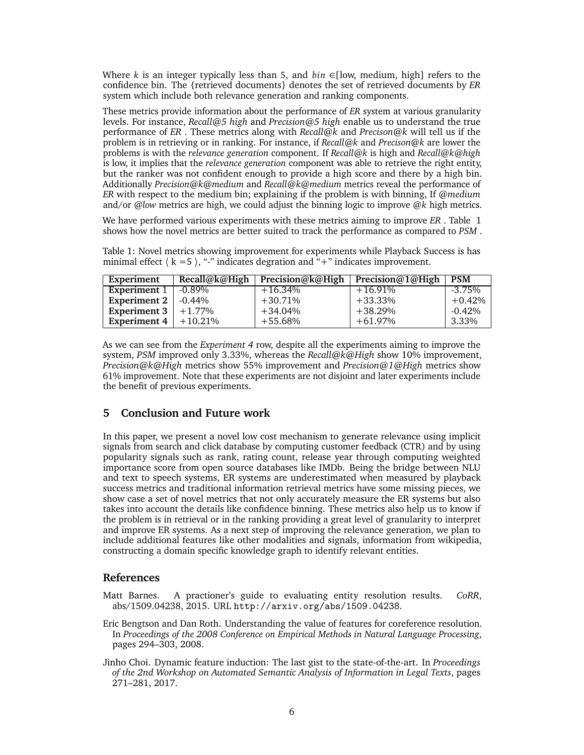Where $k$ is an integer typically less than 5, and $bin \in$[low, medium, high] refers to the confidence bin. The {retrieved documents} denotes the set of retrieved documents by *ER* system which include both relevance generation and ranking components.

These metrics provide information about the performance of *ER* system at various granularity levels. For instance, *Recall@5 high* and *Precision@5 high* enable us to understand the true performance of *ER* . These metrics along with *Recall@k* and *Precison@k* will tell us if the problem is in retrieving or in ranking. For instance, if *Recall@k* and *Precison@k* are lower the problems is with the *relevance generation* component. If *Recall@k* is high and *Recall@k@high* is low, it implies that the *relevance generation* component was able to retrieve the right entity, but the ranker was not confident enough to provide a high score and there by a high bin. Additionally *Precision@k@medium* and *Recall@k@medium* metrics reveal the performance of *ER* with respect to the medium bin; explaining if the problem is with binning, If *@medium* and/or *@low* metrics are high, we could adjust the binning logic to improve @$k$ high metrics.

We have performed various experiments with these metrics aiming to improve *ER* . Table 1 shows how the novel metrics are better suited to track the performance as compared to *PSM* .

Table 1: Novel metrics showing improvement for experiments while Playback Success is has minimal effect ⟨ k =5 ⟩, "-" indicates degration and "+" indicates improvement.

| Experiment | Recall@k@High | Precision@k@High | Precision@1@High | PSM |
|---|---|---|---|---|
| Experiment 1 | -0.89% | +16.34% | +16.91% | -3.75% |
| Experiment 2 | -0.44% | +30.71% | +33.33% | +0.42% |
| Experiment 3 | +1.77% | +34.04% | +38.29% | -0.42% |
| Experiment 4 | +10.21% | +55.68% | +61.97% | 3.33% |

As we can see from the *Experiment 4* row, despite all the experiments aiming to improve the system, *PSM* improved only 3.33%, whereas the *Recall@k@High* show 10% improvement, *Precision@k@High* metrics show 55% improvement and *Precision@1@High* metrics show 61% improvement. Note that these experiments are not disjoint and later experiments include the benefit of previous experiments.

## 5 Conclusion and Future work

In this paper, we present a novel low cost mechanism to generate relevance using implicit signals from search and click database by computing customer feedback (CTR) and by using popularity signals such as rank, rating count, release year through computing weighted importance score from open source databases like IMDb. Being the bridge between NLU and text to speech systems, ER systems are underestimated when measured by playback success metrics and traditional information retrieval metrics have some missing pieces, we show case a set of novel metrics that not only accurately measure the ER systems but also takes into account the details like confidence binning. These metrics also help us to know if the problem is in retrieval or in the ranking providing a great level of granularity to interpret and improve ER systems. As a next step of improving the relevance generation, we plan to include additional features like other modalities and signals, information from wikipedia, constructing a domain specific knowledge graph to identify relevant entities.

## References

Matt Barnes. A practioner's guide to evaluating entity resolution results. *CoRR*, abs/1509.04238, 2015. URL http://arxiv.org/abs/1509.04238.

Eric Bengtson and Dan Roth. Understanding the value of features for coreference resolution. In *Proceedings of the 2008 Conference on Empirical Methods in Natural Language Processing*, pages 294–303, 2008.

Jinho Choi. Dynamic feature induction: The last gist to the state-of-the-art. In *Proceedings of the 2nd Workshop on Automated Semantic Analysis of Information in Legal Texts*, pages 271–281, 2017.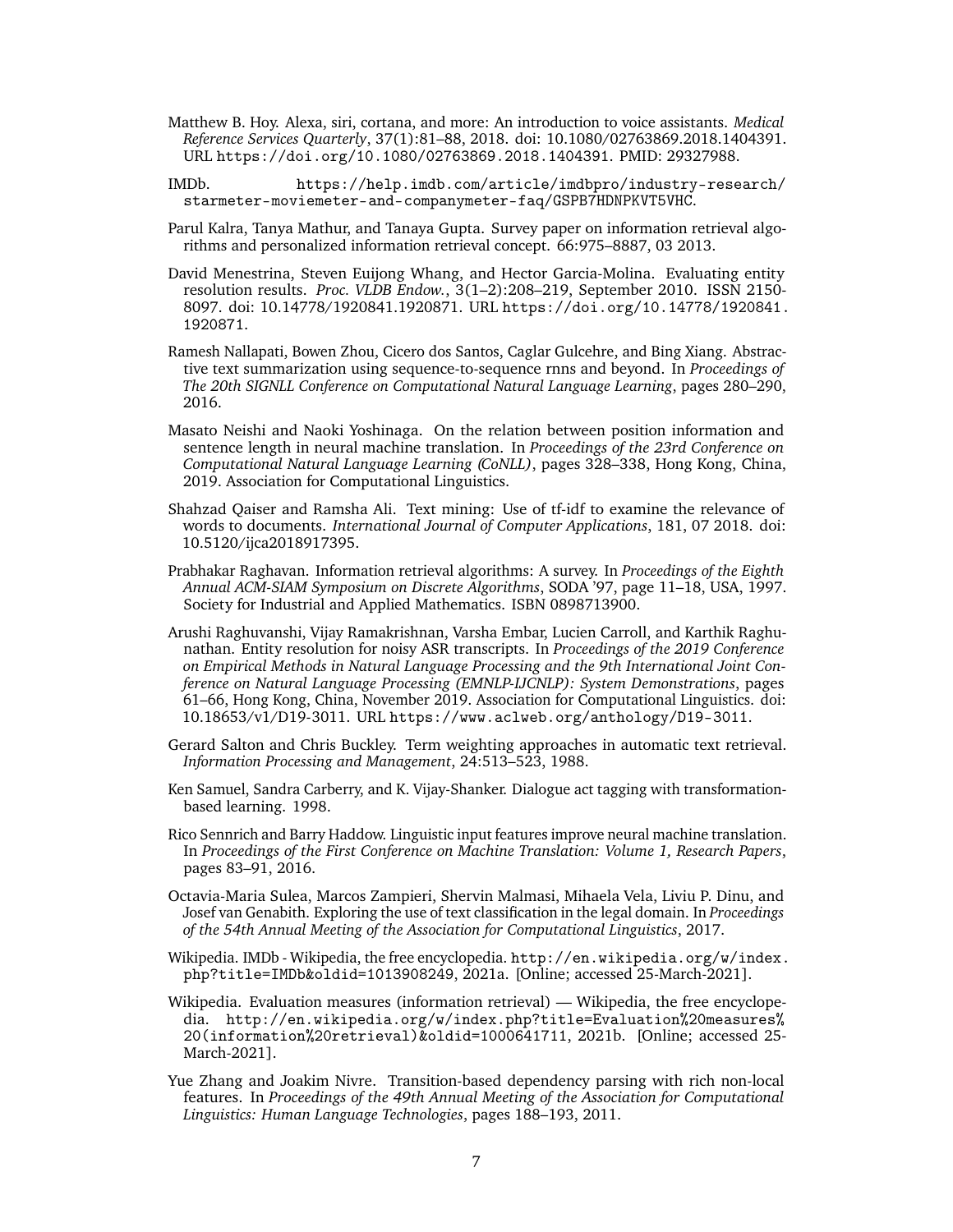Matthew B. Hoy. Alexa, siri, cortana, and more: An introduction to voice assistants. *Medical Reference Services Quarterly*, 37(1):81–88, 2018. doi: 10.1080/02763869.2018.1404391. URL https://doi.org/10.1080/02763869.2018.1404391. PMID: 29327988.

IMDb. https://help.imdb.com/article/imdbpro/industry-research/starmeter-moviemeter-and-companymeter-faq/GSPB7HDNPKVT5VHC.

Parul Kalra, Tanya Mathur, and Tanaya Gupta. Survey paper on information retrieval algorithms and personalized information retrieval concept. 66:975–8887, 03 2013.

David Menestrina, Steven Euijong Whang, and Hector Garcia-Molina. Evaluating entity resolution results. *Proc. VLDB Endow.*, 3(1–2):208–219, September 2010. ISSN 2150-8097. doi: 10.14778/1920841.1920871. URL https://doi.org/10.14778/1920841.1920871.

Ramesh Nallapati, Bowen Zhou, Cicero dos Santos, Caglar Gulcehre, and Bing Xiang. Abstractive text summarization using sequence-to-sequence rnns and beyond. In *Proceedings of The 20th SIGNLL Conference on Computational Natural Language Learning*, pages 280–290, 2016.

Masato Neishi and Naoki Yoshinaga. On the relation between position information and sentence length in neural machine translation. In *Proceedings of the 23rd Conference on Computational Natural Language Learning (CoNLL)*, pages 328–338, Hong Kong, China, 2019. Association for Computational Linguistics.

Shahzad Qaiser and Ramsha Ali. Text mining: Use of tf-idf to examine the relevance of words to documents. *International Journal of Computer Applications*, 181, 07 2018. doi: 10.5120/ijca2018917395.

Prabhakar Raghavan. Information retrieval algorithms: A survey. In *Proceedings of the Eighth Annual ACM-SIAM Symposium on Discrete Algorithms*, SODA '97, page 11–18, USA, 1997. Society for Industrial and Applied Mathematics. ISBN 0898713900.

Arushi Raghuvanshi, Vijay Ramakrishnan, Varsha Embar, Lucien Carroll, and Karthik Raghunathan. Entity resolution for noisy ASR transcripts. In *Proceedings of the 2019 Conference on Empirical Methods in Natural Language Processing and the 9th International Joint Conference on Natural Language Processing (EMNLP-IJCNLP): System Demonstrations*, pages 61–66, Hong Kong, China, November 2019. Association for Computational Linguistics. doi: 10.18653/v1/D19-3011. URL https://www.aclweb.org/anthology/D19-3011.

Gerard Salton and Chris Buckley. Term weighting approaches in automatic text retrieval. *Information Processing and Management*, 24:513–523, 1988.

Ken Samuel, Sandra Carberry, and K. Vijay-Shanker. Dialogue act tagging with transformation-based learning. 1998.

Rico Sennrich and Barry Haddow. Linguistic input features improve neural machine translation. In *Proceedings of the First Conference on Machine Translation: Volume 1, Research Papers*, pages 83–91, 2016.

Octavia-Maria Sulea, Marcos Zampieri, Shervin Malmasi, Mihaela Vela, Liviu P. Dinu, and Josef van Genabith. Exploring the use of text classification in the legal domain. In *Proceedings of the 54th Annual Meeting of the Association for Computational Linguistics*, 2017.

Wikipedia. IMDb - Wikipedia, the free encyclopedia. http://en.wikipedia.org/w/index.php?title=IMDb&oldid=1013908249, 2021a. [Online; accessed 25-March-2021].

Wikipedia. Evaluation measures (information retrieval) — Wikipedia, the free encyclopedia. http://en.wikipedia.org/w/index.php?title=Evaluation%20measures%20(information%20retrieval)&oldid=1000641711, 2021b. [Online; accessed 25-March-2021].

Yue Zhang and Joakim Nivre. Transition-based dependency parsing with rich non-local features. In *Proceedings of the 49th Annual Meeting of the Association for Computational Linguistics: Human Language Technologies*, pages 188–193, 2011.